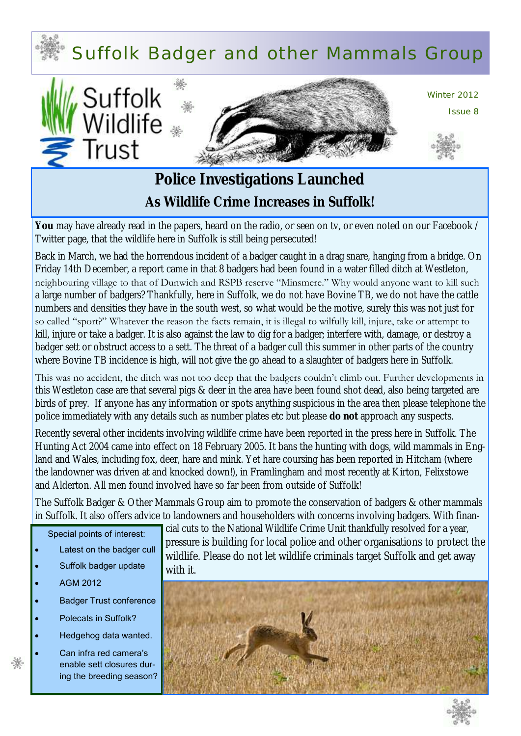# Suffolk Badger and other Mammals Group

Suffolk Wildlife Trust

Winter 2012

Issue 8

## Police Investigations Launched

### As Wildlife Crime Increases in Suffolk!

**You** may have already read in the papers, heard on the radio, or seen on tv, or even noted on our Facebook / Twitter page, that the wildlife here in Suffolk is still being persecuted!

Back in March, we had the horrendous incident of a badger caught in a drag snare, hanging from a bridge. On Friday 14th December, a report came in that 8 badgers had been found in a water filled ditch at Westleton, neighbouring village to that of Dunwich and RSPB reserve "Minsmere." Why would anyone want to kill such a large number of badgers? Thankfully, here in Suffolk, we do not have Bovine TB, we do not have the cattle numbers and densities they have in the south west, so what would be the motive, surely this was not just for so called "sport?" Whatever the reason the facts remain, it is illegal to wilfully kill, injure, take or attempt to kill, injure or take a badger. It is also against the law to dig for a badger; interfere with, damage, or destroy a badger sett or obstruct access to a sett. The threat of a badger cull this summer in other parts of the country where Bovine TB incidence is high, will not give the go ahead to a slaughter of badgers here in Suffolk.

This was no accident, the ditch was not too deep that the badgers couldn't climb out. Further developments in this Westleton case are that several pigs & deer in the area have been found shot dead, also being targeted are birds of prey. If anyone has any information or spots anything suspicious in the area then please telephone the police immediately with any details such as number plates etc but please **do not** approach any suspects.

Recently several other incidents involving wildlife crime have been reported in the press here in Suffolk. The Hunting Act 2004 came into effect on 18 February 2005. It bans the hunting with dogs, wild mammals in England and Wales, including fox, deer, hare and mink. Yet hare coursing has been reported in Hitcham (where the landowner was driven at and knocked down!), in Framlingham and most recently at Kirton, Felixstowe and Alderton. All men found involved have so far been from outside of Suffolk!

The Suffolk Badger & Other Mammals Group aim to promote the conservation of badgers & other mammals in Suffolk. It also offers advice to landowners and householders with concerns involving badgers. With financial cuts to the National Wildlife Crime Unit thankfully resolved for a year, pressure is building for local police and other organisations to protect the wildlife. Please do not let wildlife criminals target Suffolk and get away with it.

Special points of interest:

- Latest on the badger cull
- Suffolk badger update
- AGM 2012
- Badger Trust conference
- Polecats in Suffolk?
- Hedgehog data wanted.
- Can infra red camera's enable sett closures during the breeding season?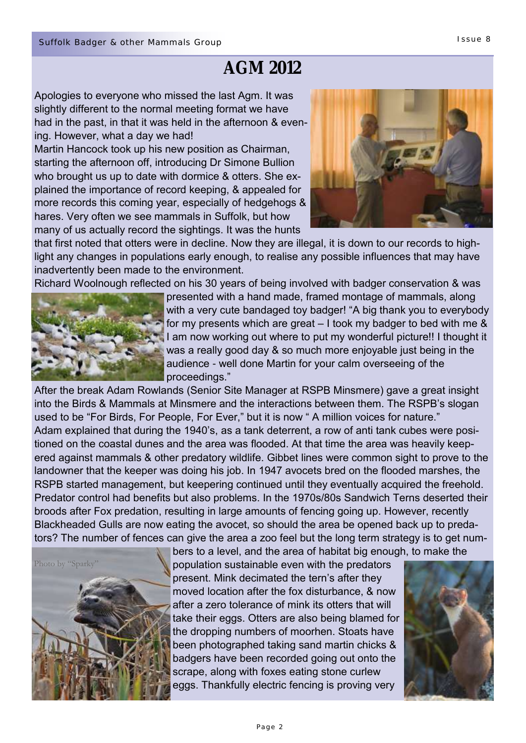# AGM 2012

Apologies to everyone who missed the last Agm. It was slightly different to the normal meeting format we have had in the past, in that it was held in the afternoon & evening. However, what a day we had!

Martin Hancock took up his new position as Chairman, starting the afternoon off, introducing Dr Simone Bullion who brought us up to date with dormice & otters. She explained the importance of record keeping, & appealed for more records this coming year, especially of hedgehogs & hares. Very often we see mammals in Suffolk, but how many of us actually record the sightings. It was the hunts that first noted that otters were in decline. Now they are illegal, it is down to our records to highlight any changes in populations early enough, to realise any possible influences that may have inadvertently been made to the environment.

Richard Woolnough reflected on his 30 years of being involved with badger conservation & was presented with a hand made, framed montage of mammals, along with a very cute bandaged toy badger! "A big thank you to everybody for my presents which are great – I took my badger to bed with me & I am now working out where to put my wonderful picture!! I thought it was a really good day & so much more enjoyable just being in the audience - well done Martin for your calm overseeing of the proceedings."

After the break Adam Rowlands (Senior Site Manager at RSPB Minsmere) gave a great insight into the Birds & Mammals at Minsmere and the interactions between them. The RSPB's slogan used to be "For Birds, For People, For Ever," but it is now " A million voices for nature."

Adam explained that during the 1940's, as a tank deterrent, a row of anti tank cubes were positioned on the coastal dunes and the area was flooded. At that time the area was heavily keepered against mammals & other predatory wildlife. Gibbet lines were common sight to prove to the landowner that the keeper was doing his job. In 1947 avocets bred on the flooded marshes, the RSPB started management, but keepering continued until they eventually acquired the freehold. Predator control had benefits but also problems. In the 1970s/80s Sandwich Terns deserted their broods after Fox predation, resulting in large amounts of fencing going up. However, recently Blackheaded Gulls are now eating the avocet, so should the area be opened back up to predators? The number of fences can give the area a zoo feel but the long term strategy is to get numbers to a level, and the area of habitat big enough, to make the population sustainable even with the predators present. Mink decimated the tern's after they moved location after the fox disturbance, & now after a zero tolerance of mink its otters that will take their eggs. Otters are also being blamed for the dropping numbers of moorhen. Stoats have been photographed taking sand martin chicks & badgers have been recorded going out onto the scrape, along with foxes eating stone curlew eggs. Thankfully electric fencing is proving very

Photo by "Sparky"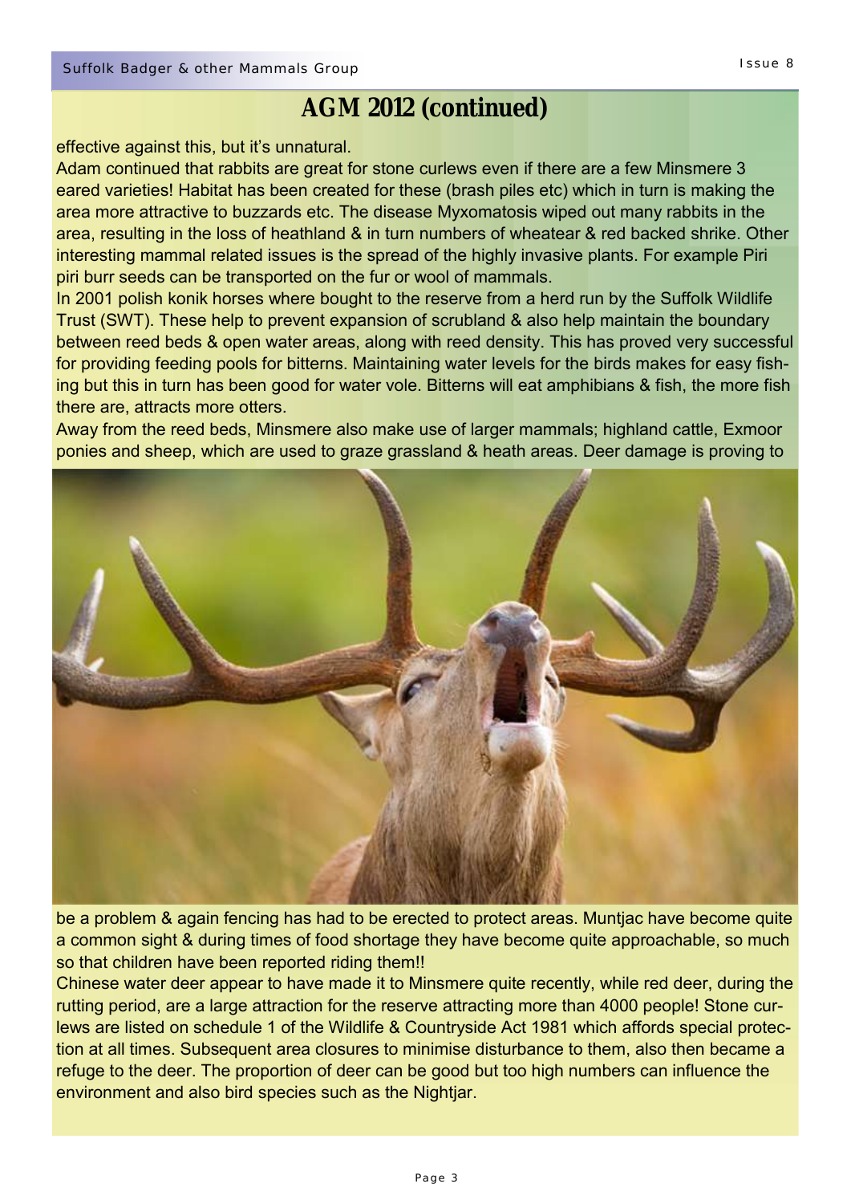## AGM 2012 (continued)

effective against this, but it's unnatural.

Adam continued that rabbits are great for stone curlews even if there are a few Minsmere 3 eared varieties! Habitat has been created for these (brash piles etc) which in turn is making the area more attractive to buzzards etc. The disease Myxomatosis wiped out many rabbits in the area, resulting in the loss of heathland & in turn numbers of wheatear & red backed shrike. Other interesting mammal related issues is the spread of the highly invasive plants. For example Piri piri burr seeds can be transported on the fur or wool of mammals.

In 2001 polish konik horses where bought to the reserve from a herd run by the Suffolk Wildlife Trust (SWT). These help to prevent expansion of scrubland & also help maintain the boundary between reed beds & open water areas, along with reed density. This has proved very successful for providing feeding pools for bitterns. Maintaining water levels for the birds makes for easy fishing but this in turn has been good for water vole. Bitterns will eat amphibians & fish, the more fish there are, attracts more otters.

Away from the reed beds, Minsmere also make use of larger mammals; highland cattle, Exmoor ponies and sheep, which are used to graze grassland & heath areas. Deer damage is proving to be a problem & again fencing has had to be erected to protect areas. Muntjac have become quite a common sight & during times of food shortage they have become quite approachable, so much so that children have been reported riding them!!

Chinese water deer appear to have made it to Minsmere quite recently, while red deer, during the rutting period, are a large attraction for the reserve attracting more than 4000 people! Stone curlews are listed on schedule 1 of the Wildlife & Countryside Act 1981 which affords special protection at all times. Subsequent area closures to minimise disturbance to them, also then became a refuge to the deer. The proportion of deer can be good but too high numbers can influence the environment and also bird species such as the Nightjar.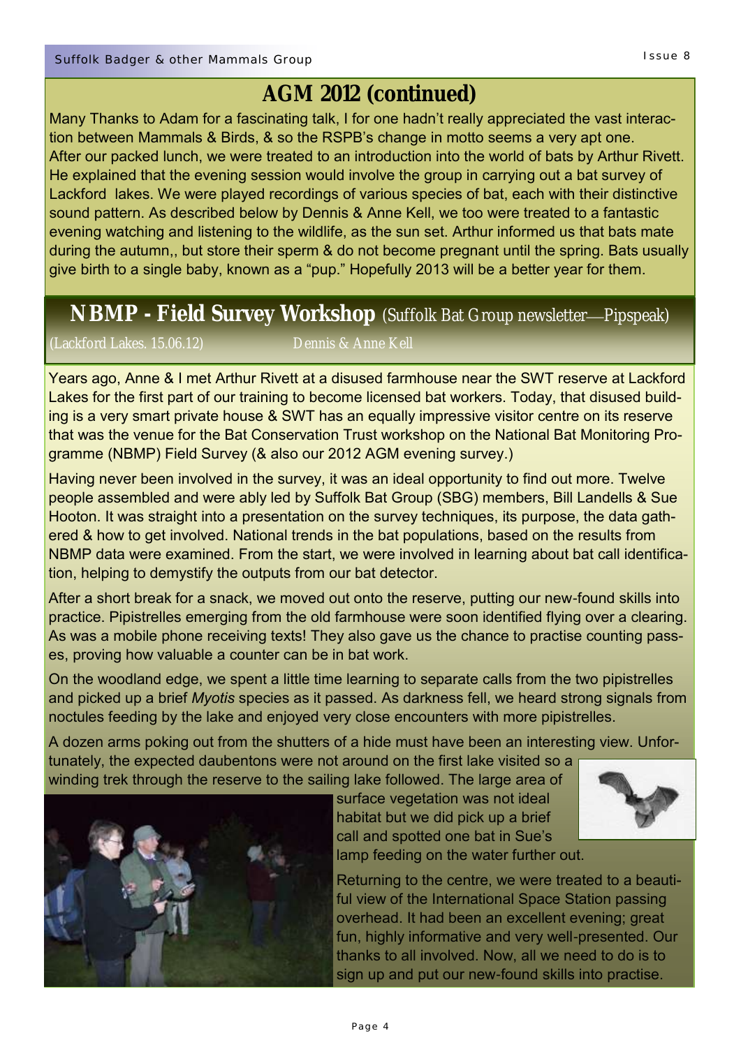## AGM 2012 (continued)

Many Thanks to Adam for a fascinating talk, I for one hadn't really appreciated the vast interaction between Mammals & Birds, & so the RSPB's change in motto seems a very apt one. After our packed lunch, we were treated to an introduction into the world of bats by Arthur Rivett. He explained that the evening session would involve the group in carrying out a bat survey of Lackford lakes. We were played recordings of various species of bat, each with their distinctive sound pattern. As described below by Dennis & Anne Kell, we too were treated to a fantastic evening watching and listening to the wildlife, as the sun set. Arthur informed us that bats mate during the autumn,, but store their sperm & do not become pregnant until the spring. Bats usually give birth to a single baby, known as a "pup." Hopefully 2013 will be a better year for them.

## NBMP - Field Survey Workshop (Suffolk Bat Group newsletter—Pipspeak)

(Lackford Lakes. 15.06.12) Dennis & Anne Kell

Years ago, Anne & I met Arthur Rivett at a disused farmhouse near the SWT reserve at Lackford Lakes for the first part of our training to become licensed bat workers. Today, that disused building is a very smart private house & SWT has an equally impressive visitor centre on its reserve that was the venue for the Bat Conservation Trust workshop on the National Bat Monitoring Programme (NBMP) Field Survey (& also our 2012 AGM evening survey.)

Having never been involved in the survey, it was an ideal opportunity to find out more. Twelve people assembled and were ably led by Suffolk Bat Group (SBG) members, Bill Landells & Sue Hooton. It was straight into a presentation on the survey techniques, its purpose, the data gathered & how to get involved. National trends in the bat populations, based on the results from NBMP data were examined. From the start, we were involved in learning about bat call identification, helping to demystify the outputs from our bat detector.

After a short break for a snack, we moved out onto the reserve, putting our new-found skills into practice. Pipistrelles emerging from the old farmhouse were soon identified flying over a clearing. As was a mobile phone receiving texts! They also gave us the chance to practise counting passes, proving how valuable a counter can be in bat work.

On the woodland edge, we spent a little time learning to separate calls from the two pipistrelles and picked up a brief *Myotis* species as it passed. As darkness fell, we heard strong signals from noctules feeding by the lake and enjoyed very close encounters with more pipistrelles.

A dozen arms poking out from the shutters of a hide must have been an interesting view. Unfortunately, the expected daubentons were not around on the first lake visited so a winding trek through the reserve to the sailing lake followed. The large area of surface vegetation was not ideal habitat but we did pick up a brief call and spotted one bat in Sue's lamp feeding on the water further out.

Returning to the centre, we were treated to a beautiful view of the International Space Station passing overhead. It had been an excellent evening; great fun, highly informative and very well-presented. Our thanks to all involved. Now, all we need to do is to sign up and put our new-found skills into practise.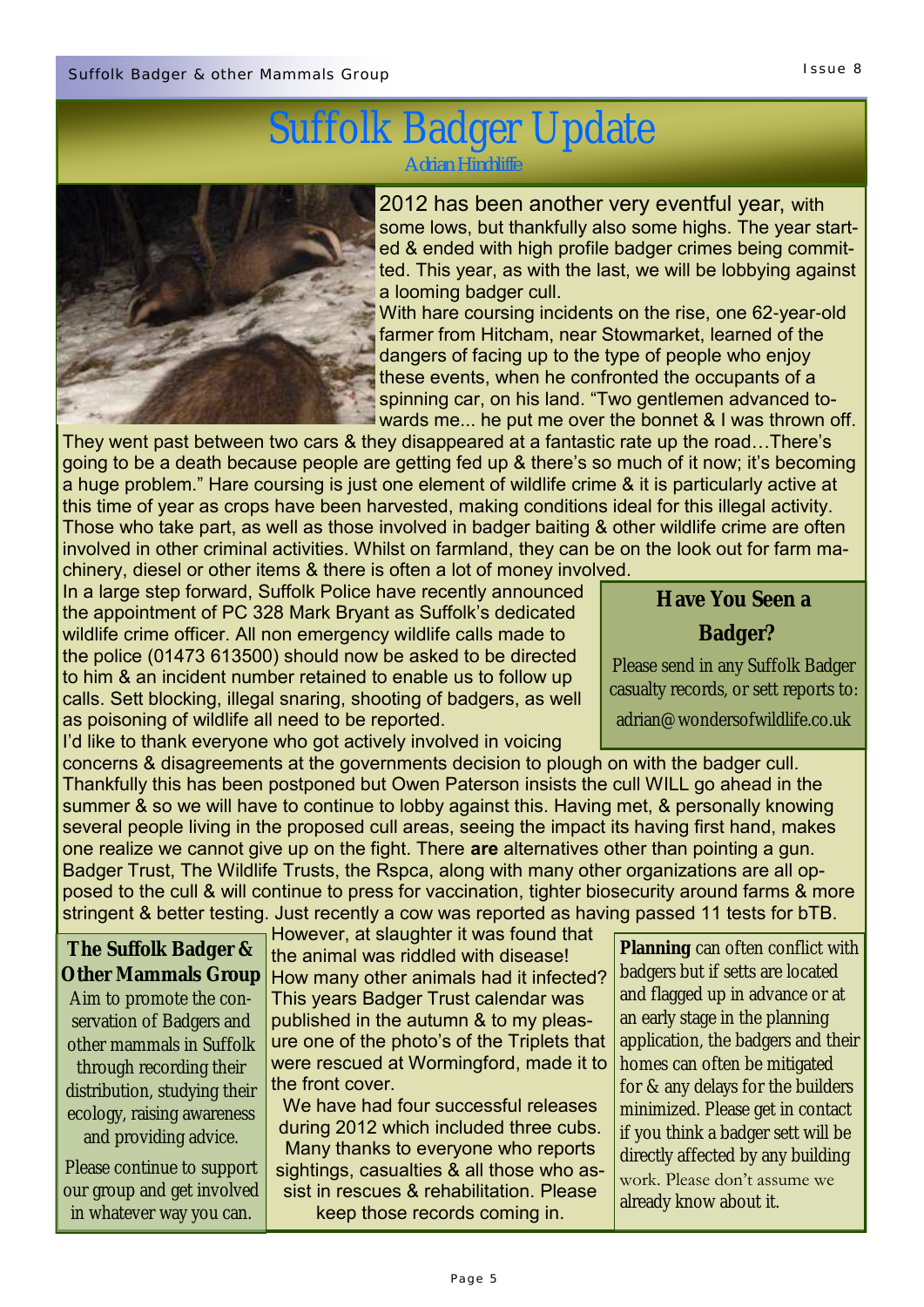# Suffolk Badger Update

Adrian Hinchliffe

2012 has been another very eventful year, with some lows, but thankfully also some highs. The year started & ended with high profile badger crimes being committed. This year, as with the last, we will be lobbying against a looming badger cull.

With hare coursing incidents on the rise, one 62-year-old farmer from Hitcham, near Stowmarket, learned of the dangers of facing up to the type of people who enjoy these events, when he confronted the occupants of a spinning car, on his land. "Two gentlemen advanced towards me... he put me over the bonnet & I was thrown off. They went past between two cars & they disappeared at a fantastic rate up the road…There's going to be a death because people are getting fed up & there's so much of it now; it's becoming a huge problem." Hare coursing is just one element of wildlife crime & it is particularly active at this time of year as crops have been harvested, making conditions ideal for this illegal activity. Those who take part, as well as those involved in badger baiting & other wildlife crime are often involved in other criminal activities. Whilst on farmland, they can be on the look out for farm machinery, diesel or other items & there is often a lot of money involved.

In a large step forward, Suffolk Police have recently announced the appointment of PC 328 Mark Bryant as Suffolk's dedicated wildlife crime officer. All non emergency wildlife calls made to the police (01473 613500) should now be asked to be directed to him & an incident number retained to enable us to follow up calls. Sett blocking, illegal snaring, shooting of badgers, as well as poisoning of wildlife all need to be reported.

I'd like to thank everyone who got actively involved in voicing concerns & disagreements at the governments decision to plough on with the badger cull. Thankfully this has been postponed but Owen Paterson insists the cull WILL go ahead in the summer & so we will have to continue to lobby against this. Having met, & personally knowing several people living in the proposed cull areas, seeing the impact its having first hand, makes one realize we cannot give up on the fight. There **are** alternatives other than pointing a gun. Badger Trust, The Wildlife Trusts, the Rspca, along with many other organizations are all opposed to the cull & will continue to press for vaccination, tighter biosecurity around farms & more stringent & better testing. Just recently a cow was reported as having passed 11 tests for bTB. However, at slaughter it was found that the animal was riddled with disease! How many other animals had it infected? This years Badger Trust calendar was published in the autumn & to my pleasure one of the photo's of the Triplets that were rescued at Wormingford, made it to the front cover.

We have had four successful releases during 2012 which included three cubs. Many thanks to everyone who reports sightings, casualties & all those who assist in rescues & rehabilitation. Please keep those records coming in.

## Have You Seen a Badger?

Please send in any Suffolk Badger casualty records, or sett reports to: adrian@wondersofwildlife.co.uk

## The Suffolk Badger & Other Mammals Group

Aim to promote the conservation of Badgers and other mammals in Suffolk through recording their distribution, studying their ecology, raising awareness and providing advice.

Please continue to support our group and get involved in whatever way you can.

**Planning** can often conflict with badgers but if setts are located and flagged up in advance or at an early stage in the planning application, the badgers and their homes can often be mitigated for & any delays for the builders minimized. Please get in contact if you think a badger sett will be directly affected by any building work. Please don't assume we already know about it.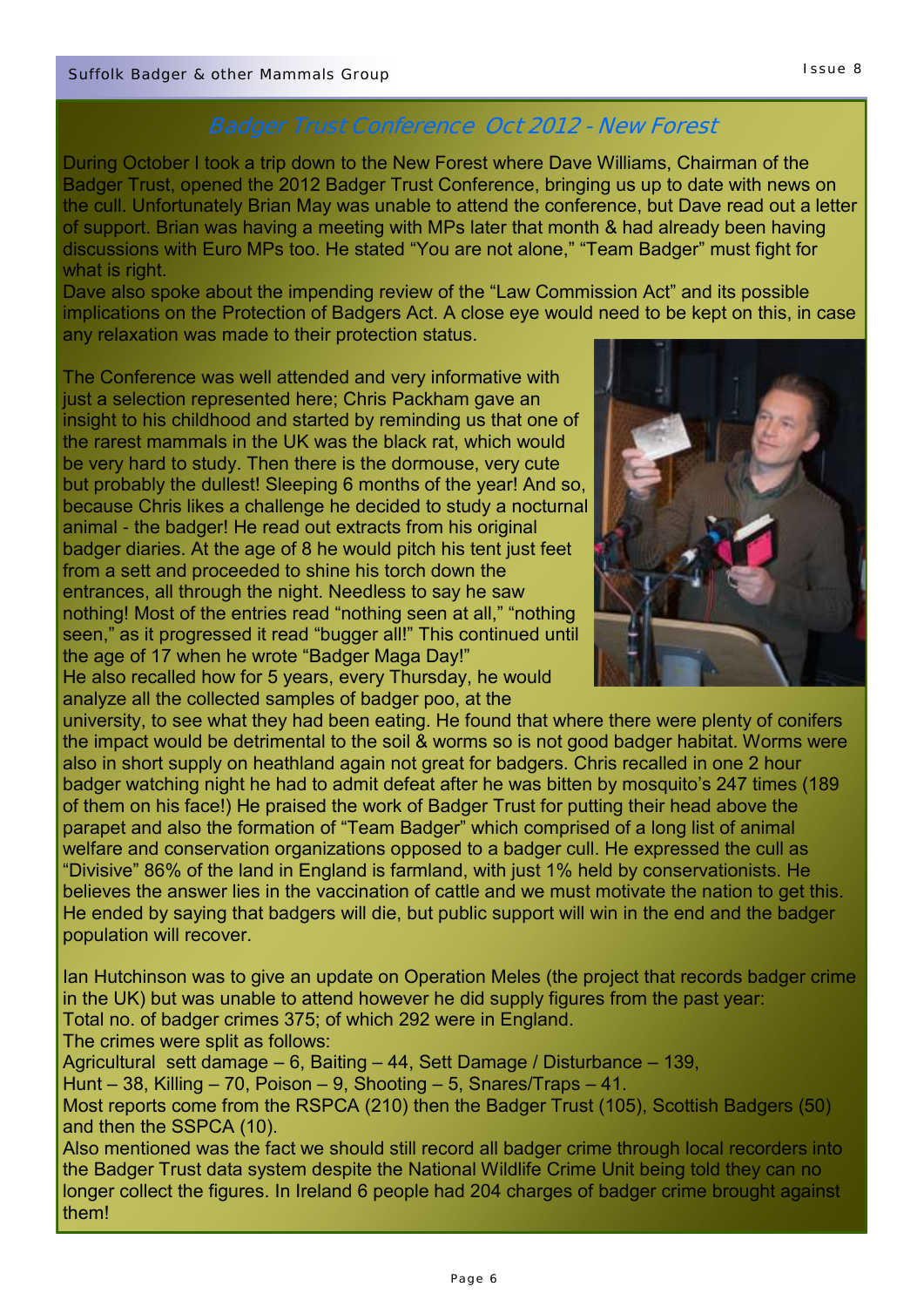## Badger Trust Conference Oct 2012 - New Forest

During October I took a trip down to the New Forest where Dave Williams, Chairman of the Badger Trust, opened the 2012 Badger Trust Conference, bringing us up to date with news on the cull. Unfortunately Brian May was unable to attend the conference, but Dave read out a letter of support. Brian was having a meeting with MPs later that month & had already been having discussions with Euro MPs too. He stated "You are not alone," "Team Badger" must fight for what is right.

Dave also spoke about the impending review of the "Law Commission Act" and its possible implications on the Protection of Badgers Act. A close eye would need to be kept on this, in case any relaxation was made to their protection status.

The Conference was well attended and very informative with just a selection represented here; Chris Packham gave an insight to his childhood and started by reminding us that one of the rarest mammals in the UK was the black rat, which would be very hard to study. Then there is the dormouse, very cute but probably the dullest! Sleeping 6 months of the year! And so, because Chris likes a challenge he decided to study a nocturnal animal - the badger! He read out extracts from his original badger diaries. At the age of 8 he would pitch his tent just feet from a sett and proceeded to shine his torch down the entrances, all through the night. Needless to say he saw nothing! Most of the entries read "nothing seen at all," "nothing seen," as it progressed it read "bugger all!" This continued until the age of 17 when he wrote "Badger Maga Day!"

He also recalled how for 5 years, every Thursday, he would analyze all the collected samples of badger poo, at the university, to see what they had been eating. He found that where there were plenty of conifers the impact would be detrimental to the soil & worms so is not good badger habitat. Worms were also in short supply on heathland again not great for badgers. Chris recalled in one 2 hour badger watching night he had to admit defeat after he was bitten by mosquito's 247 times (189 of them on his face!) He praised the work of Badger Trust for putting their head above the parapet and also the formation of "Team Badger" which comprised of a long list of animal welfare and conservation organizations opposed to a badger cull. He expressed the cull as "Divisive" 86% of the land in England is farmland, with just 1% held by conservationists. He believes the answer lies in the vaccination of cattle and we must motivate the nation to get this. He ended by saying that badgers will die, but public support will win in the end and the badger population will recover.

Ian Hutchinson was to give an update on Operation Meles (the project that records badger crime in the UK) but was unable to attend however he did supply figures from the past year:
Total no. of badger crimes 375; of which 292 were in England.
The crimes were split as follows:
Agricultural sett damage – 6, Baiting – 44, Sett Damage / Disturbance – 139,
Hunt – 38, Killing – 70, Poison – 9, Shooting – 5, Snares/Traps – 41.
Most reports come from the RSPCA (210) then the Badger Trust (105), Scottish Badgers (50) and then the SSPCA (10).
Also mentioned was the fact we should still record all badger crime through local recorders into the Badger Trust data system despite the National Wildlife Crime Unit being told they can no longer collect the figures. In Ireland 6 people had 204 charges of badger crime brought against them!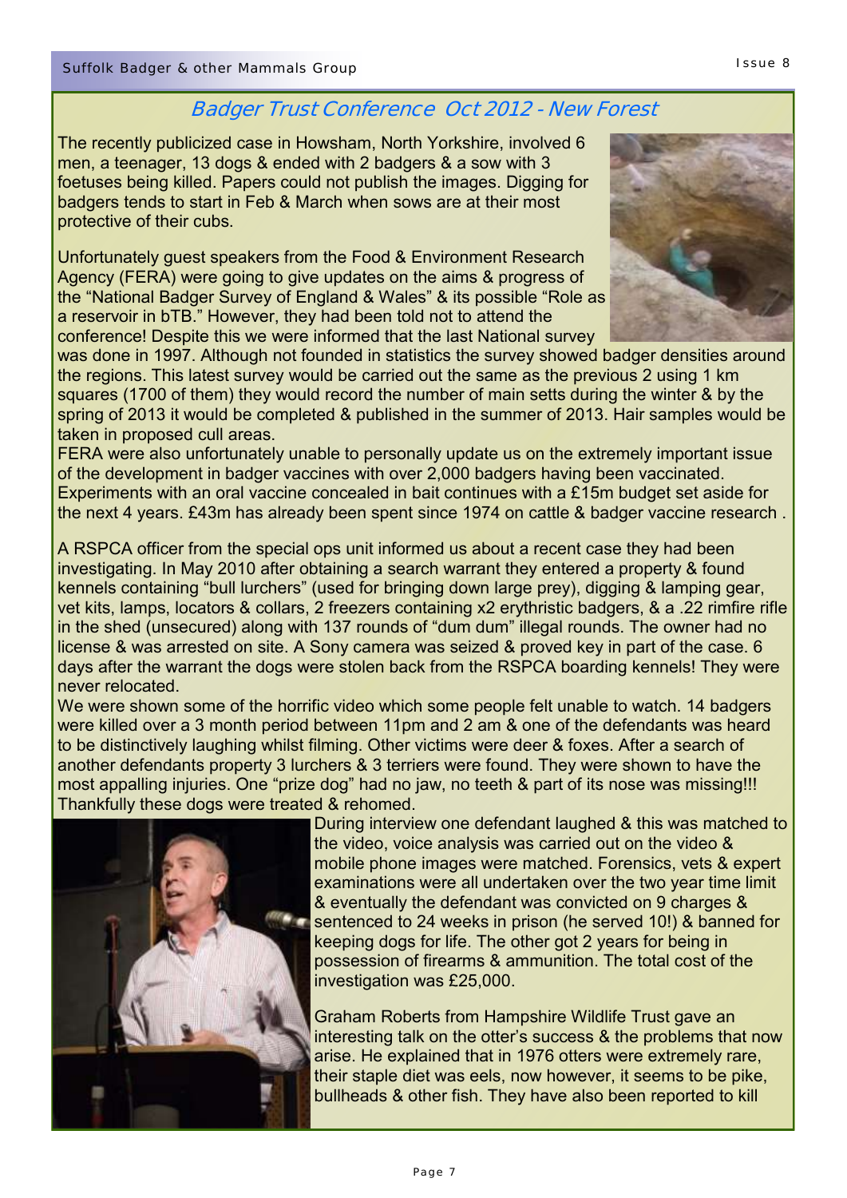## Badger Trust Conference Oct 2012 - New Forest

The recently publicized case in Howsham, North Yorkshire, involved 6 men, a teenager, 13 dogs & ended with 2 badgers & a sow with 3 foetuses being killed. Papers could not publish the images. Digging for badgers tends to start in Feb & March when sows are at their most protective of their cubs.

Unfortunately guest speakers from the Food & Environment Research Agency (FERA) were going to give updates on the aims & progress of the "National Badger Survey of England & Wales" & its possible "Role as a reservoir in bTB." However, they had been told not to attend the conference! Despite this we were informed that the last National survey was done in 1997. Although not founded in statistics the survey showed badger densities around the regions. This latest survey would be carried out the same as the previous 2 using 1 km squares (1700 of them) they would record the number of main setts during the winter & by the spring of 2013 it would be completed & published in the summer of 2013. Hair samples would be taken in proposed cull areas.

FERA were also unfortunately unable to personally update us on the extremely important issue of the development in badger vaccines with over 2,000 badgers having been vaccinated. Experiments with an oral vaccine concealed in bait continues with a £15m budget set aside for the next 4 years. £43m has already been spent since 1974 on cattle & badger vaccine research .

A RSPCA officer from the special ops unit informed us about a recent case they had been investigating. In May 2010 after obtaining a search warrant they entered a property & found kennels containing "bull lurchers" (used for bringing down large prey), digging & lamping gear, vet kits, lamps, locators & collars, 2 freezers containing x2 erythristic badgers, & a .22 rimfire rifle in the shed (unsecured) along with 137 rounds of "dum dum" illegal rounds. The owner had no license & was arrested on site. A Sony camera was seized & proved key in part of the case. 6 days after the warrant the dogs were stolen back from the RSPCA boarding kennels! They were never relocated.

We were shown some of the horrific video which some people felt unable to watch. 14 badgers were killed over a 3 month period between 11pm and 2 am & one of the defendants was heard to be distinctively laughing whilst filming. Other victims were deer & foxes. After a search of another defendants property 3 lurchers & 3 terriers were found. They were shown to have the most appalling injuries. One "prize dog" had no jaw, no teeth & part of its nose was missing!!! Thankfully these dogs were treated & rehomed.

During interview one defendant laughed & this was matched to the video, voice analysis was carried out on the video & mobile phone images were matched. Forensics, vets & expert examinations were all undertaken over the two year time limit & eventually the defendant was convicted on 9 charges & sentenced to 24 weeks in prison (he served 10!) & banned for keeping dogs for life. The other got 2 years for being in possession of firearms & ammunition. The total cost of the investigation was £25,000.

Graham Roberts from Hampshire Wildlife Trust gave an interesting talk on the otter's success & the problems that now arise. He explained that in 1976 otters were extremely rare, their staple diet was eels, now however, it seems to be pike, bullheads & other fish. They have also been reported to kill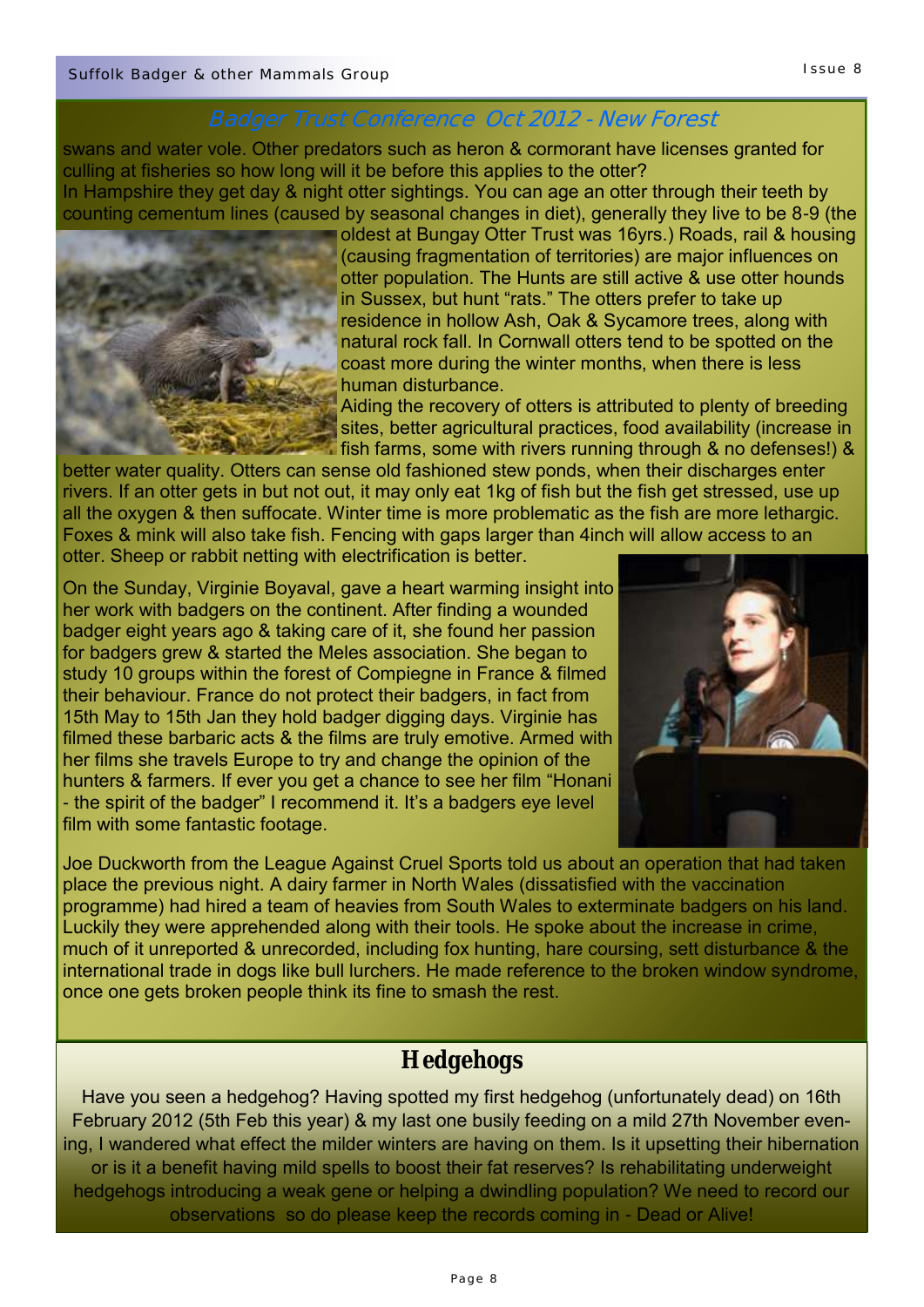## Badger Trust Conference Oct 2012 - New Forest

swans and water vole. Other predators such as heron & cormorant have licenses granted for culling at fisheries so how long will it be before this applies to the otter?

In Hampshire they get day & night otter sightings. You can age an otter through their teeth by counting cementum lines (caused by seasonal changes in diet), generally they live to be 8-9 (the oldest at Bungay Otter Trust was 16yrs.) Roads, rail & housing (causing fragmentation of territories) are major influences on otter population. The Hunts are still active & use otter hounds in Sussex, but hunt "rats." The otters prefer to take up residence in hollow Ash, Oak & Sycamore trees, along with natural rock fall. In Cornwall otters tend to be spotted on the coast more during the winter months, when there is less human disturbance.

Aiding the recovery of otters is attributed to plenty of breeding sites, better agricultural practices, food availability (increase in fish farms, some with rivers running through & no defenses!) & better water quality. Otters can sense old fashioned stew ponds, when their discharges enter rivers. If an otter gets in but not out, it may only eat 1kg of fish but the fish get stressed, use up all the oxygen & then suffocate. Winter time is more problematic as the fish are more lethargic. Foxes & mink will also take fish. Fencing with gaps larger than 4inch will allow access to an otter. Sheep or rabbit netting with electrification is better.

On the Sunday, Virginie Boyaval, gave a heart warming insight into her work with badgers on the continent. After finding a wounded badger eight years ago & taking care of it, she found her passion for badgers grew & started the Meles association. She began to study 10 groups within the forest of Compiegne in France & filmed their behaviour. France do not protect their badgers, in fact from 15th May to 15th Jan they hold badger digging days. Virginie has filmed these barbaric acts & the films are truly emotive. Armed with her films she travels Europe to try and change the opinion of the hunters & farmers. If ever you get a chance to see her film "Honani - the spirit of the badger" I recommend it. It's a badgers eye level film with some fantastic footage.

Joe Duckworth from the League Against Cruel Sports told us about an operation that had taken place the previous night. A dairy farmer in North Wales (dissatisfied with the vaccination programme) had hired a team of heavies from South Wales to exterminate badgers on his land. Luckily they were apprehended along with their tools. He spoke about the increase in crime, much of it unreported & unrecorded, including fox hunting, hare coursing, sett disturbance & the international trade in dogs like bull lurchers. He made reference to the broken window syndrome, once one gets broken people think its fine to smash the rest.

## Hedgehogs

Have you seen a hedgehog? Having spotted my first hedgehog (unfortunately dead) on 16th February 2012 (5th Feb this year) & my last one busily feeding on a mild 27th November evening, I wandered what effect the milder winters are having on them. Is it upsetting their hibernation or is it a benefit having mild spells to boost their fat reserves? Is rehabilitating underweight hedgehogs introducing a weak gene or helping a dwindling population? We need to record our observations so do please keep the records coming in - Dead or Alive!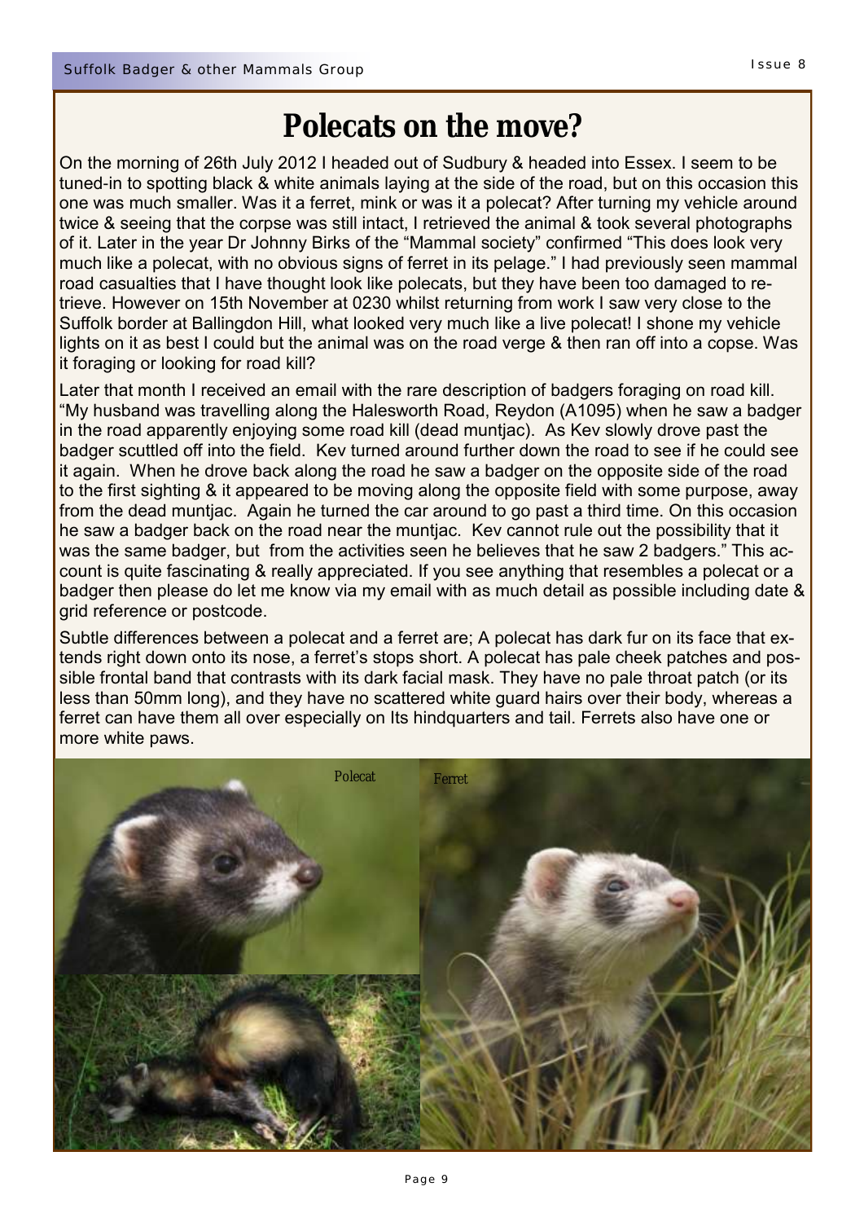# Polecats on the move?

On the morning of 26th July 2012 I headed out of Sudbury & headed into Essex. I seem to be tuned-in to spotting black & white animals laying at the side of the road, but on this occasion this one was much smaller. Was it a ferret, mink or was it a polecat? After turning my vehicle around twice & seeing that the corpse was still intact, I retrieved the animal & took several photographs of it. Later in the year Dr Johnny Birks of the "Mammal society" confirmed "This does look very much like a polecat, with no obvious signs of ferret in its pelage." I had previously seen mammal road casualties that I have thought look like polecats, but they have been too damaged to retrieve. However on 15th November at 0230 whilst returning from work I saw very close to the Suffolk border at Ballingdon Hill, what looked very much like a live polecat! I shone my vehicle lights on it as best I could but the animal was on the road verge & then ran off into a copse. Was it foraging or looking for road kill?

Later that month I received an email with the rare description of badgers foraging on road kill. "My husband was travelling along the Halesworth Road, Reydon (A1095) when he saw a badger in the road apparently enjoying some road kill (dead muntjac). As Kev slowly drove past the badger scuttled off into the field. Kev turned around further down the road to see if he could see it again. When he drove back along the road he saw a badger on the opposite side of the road to the first sighting & it appeared to be moving along the opposite field with some purpose, away from the dead muntjac. Again he turned the car around to go past a third time. On this occasion he saw a badger back on the road near the muntjac. Kev cannot rule out the possibility that it was the same badger, but from the activities seen he believes that he saw 2 badgers." This account is quite fascinating & really appreciated. If you see anything that resembles a polecat or a badger then please do let me know via my email with as much detail as possible including date & grid reference or postcode.

Subtle differences between a polecat and a ferret are; A polecat has dark fur on its face that extends right down onto its nose, a ferret's stops short. A polecat has pale cheek patches and possible frontal band that contrasts with its dark facial mask. They have no pale throat patch (or its less than 50mm long), and they have no scattered white guard hairs over their body, whereas a ferret can have them all over especially on Its hindquarters and tail. Ferrets also have one or more white paws.

Polecat

Ferret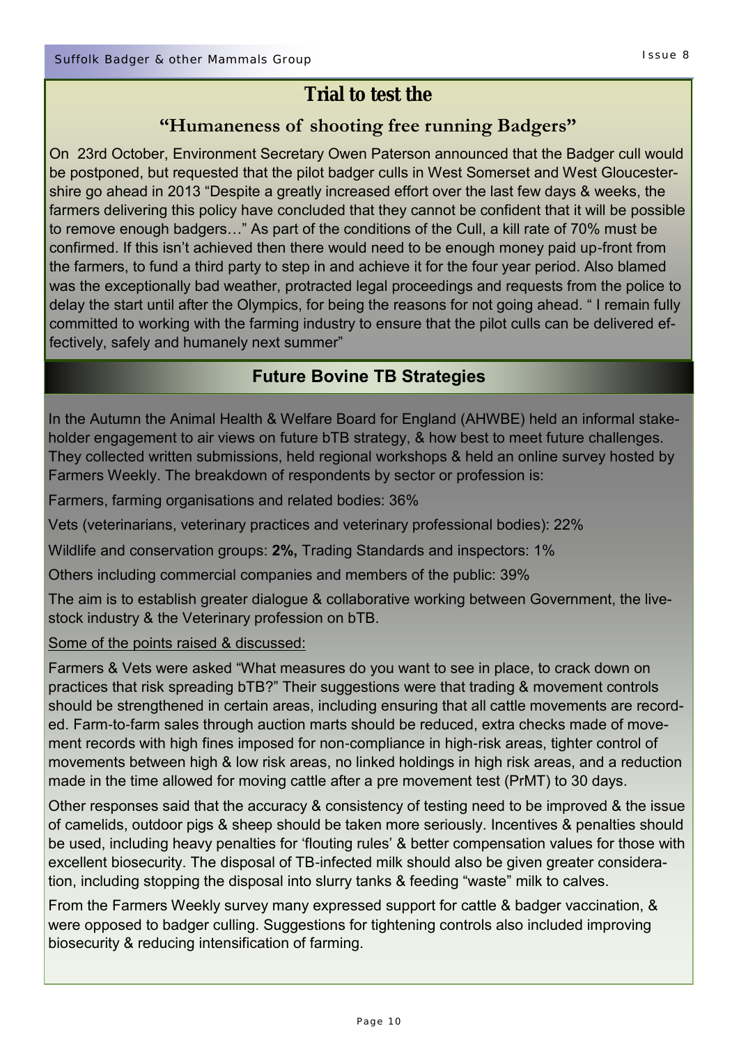## Trial to test the

## "Humaneness of shooting free running Badgers"

On 23rd October, Environment Secretary Owen Paterson announced that the Badger cull would be postponed, but requested that the pilot badger culls in West Somerset and West Gloucestershire go ahead in 2013 "Despite a greatly increased effort over the last few days & weeks, the farmers delivering this policy have concluded that they cannot be confident that it will be possible to remove enough badgers…" As part of the conditions of the Cull, a kill rate of 70% must be confirmed. If this isn't achieved then there would need to be enough money paid up-front from the farmers, to fund a third party to step in and achieve it for the four year period. Also blamed was the exceptionally bad weather, protracted legal proceedings and requests from the police to delay the start until after the Olympics, for being the reasons for not going ahead. " I remain fully committed to working with the farming industry to ensure that the pilot culls can be delivered effectively, safely and humanely next summer"

## Future Bovine TB Strategies

In the Autumn the Animal Health & Welfare Board for England (AHWBE) held an informal stakeholder engagement to air views on future bTB strategy, & how best to meet future challenges. They collected written submissions, held regional workshops & held an online survey hosted by Farmers Weekly. The breakdown of respondents by sector or profession is:

Farmers, farming organisations and related bodies: 36%

Vets (veterinarians, veterinary practices and veterinary professional bodies): 22%

Wildlife and conservation groups: **2%,** Trading Standards and inspectors: 1%

Others including commercial companies and members of the public: 39%

The aim is to establish greater dialogue & collaborative working between Government, the livestock industry & the Veterinary profession on bTB.

Some of the points raised & discussed:

Farmers & Vets were asked "What measures do you want to see in place, to crack down on practices that risk spreading bTB?" Their suggestions were that trading & movement controls should be strengthened in certain areas, including ensuring that all cattle movements are recorded. Farm-to-farm sales through auction marts should be reduced, extra checks made of movement records with high fines imposed for non-compliance in high-risk areas, tighter control of movements between high & low risk areas, no linked holdings in high risk areas, and a reduction made in the time allowed for moving cattle after a pre movement test (PrMT) to 30 days.

Other responses said that the accuracy & consistency of testing need to be improved & the issue of camelids, outdoor pigs & sheep should be taken more seriously. Incentives & penalties should be used, including heavy penalties for 'flouting rules' & better compensation values for those with excellent biosecurity. The disposal of TB-infected milk should also be given greater consideration, including stopping the disposal into slurry tanks & feeding "waste" milk to calves.

From the Farmers Weekly survey many expressed support for cattle & badger vaccination, & were opposed to badger culling. Suggestions for tightening controls also included improving biosecurity & reducing intensification of farming.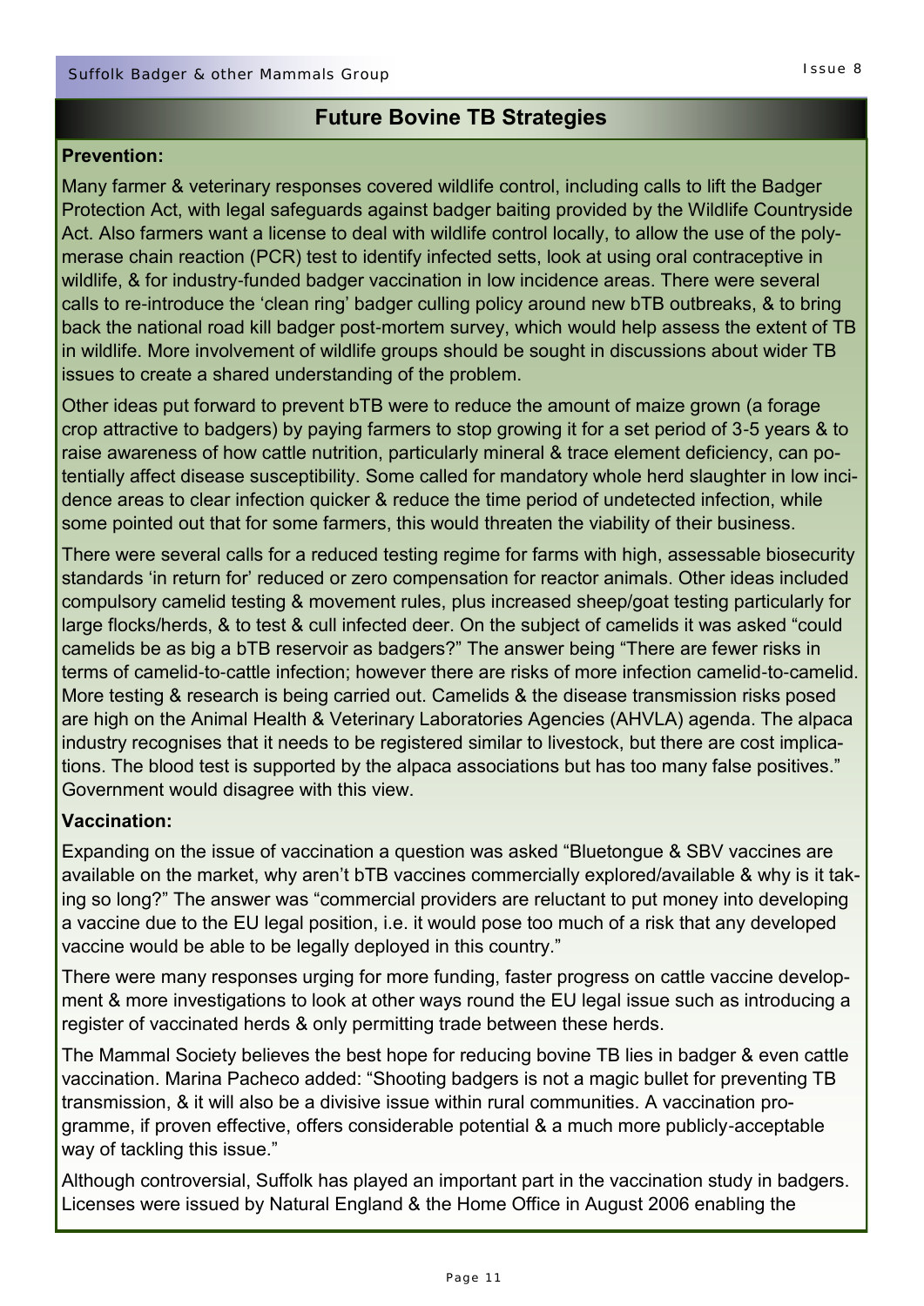## Future Bovine TB Strategies

**Prevention:**

Many farmer & veterinary responses covered wildlife control, including calls to lift the Badger Protection Act, with legal safeguards against badger baiting provided by the Wildlife Countryside Act. Also farmers want a license to deal with wildlife control locally, to allow the use of the polymerase chain reaction (PCR) test to identify infected setts, look at using oral contraceptive in wildlife, & for industry-funded badger vaccination in low incidence areas. There were several calls to re-introduce the 'clean ring' badger culling policy around new bTB outbreaks, & to bring back the national road kill badger post-mortem survey, which would help assess the extent of TB in wildlife. More involvement of wildlife groups should be sought in discussions about wider TB issues to create a shared understanding of the problem.

Other ideas put forward to prevent bTB were to reduce the amount of maize grown (a forage crop attractive to badgers) by paying farmers to stop growing it for a set period of 3-5 years & to raise awareness of how cattle nutrition, particularly mineral & trace element deficiency, can potentially affect disease susceptibility. Some called for mandatory whole herd slaughter in low incidence areas to clear infection quicker & reduce the time period of undetected infection, while some pointed out that for some farmers, this would threaten the viability of their business.

There were several calls for a reduced testing regime for farms with high, assessable biosecurity standards 'in return for' reduced or zero compensation for reactor animals. Other ideas included compulsory camelid testing & movement rules, plus increased sheep/goat testing particularly for large flocks/herds, & to test & cull infected deer. On the subject of camelids it was asked "could camelids be as big a bTB reservoir as badgers?" The answer being "There are fewer risks in terms of camelid-to-cattle infection; however there are risks of more infection camelid-to-camelid. More testing & research is being carried out. Camelids & the disease transmission risks posed are high on the Animal Health & Veterinary Laboratories Agencies (AHVLA) agenda. The alpaca industry recognises that it needs to be registered similar to livestock, but there are cost implications. The blood test is supported by the alpaca associations but has too many false positives." Government would disagree with this view.

**Vaccination:**

Expanding on the issue of vaccination a question was asked "Bluetongue & SBV vaccines are available on the market, why aren't bTB vaccines commercially explored/available & why is it taking so long?" The answer was "commercial providers are reluctant to put money into developing a vaccine due to the EU legal position, i.e. it would pose too much of a risk that any developed vaccine would be able to be legally deployed in this country."

There were many responses urging for more funding, faster progress on cattle vaccine development & more investigations to look at other ways round the EU legal issue such as introducing a register of vaccinated herds & only permitting trade between these herds.

The Mammal Society believes the best hope for reducing bovine TB lies in badger & even cattle vaccination. Marina Pacheco added: "Shooting badgers is not a magic bullet for preventing TB transmission, & it will also be a divisive issue within rural communities. A vaccination programme, if proven effective, offers considerable potential & a much more publicly-acceptable way of tackling this issue."

Although controversial, Suffolk has played an important part in the vaccination study in badgers. Licenses were issued by Natural England & the Home Office in August 2006 enabling the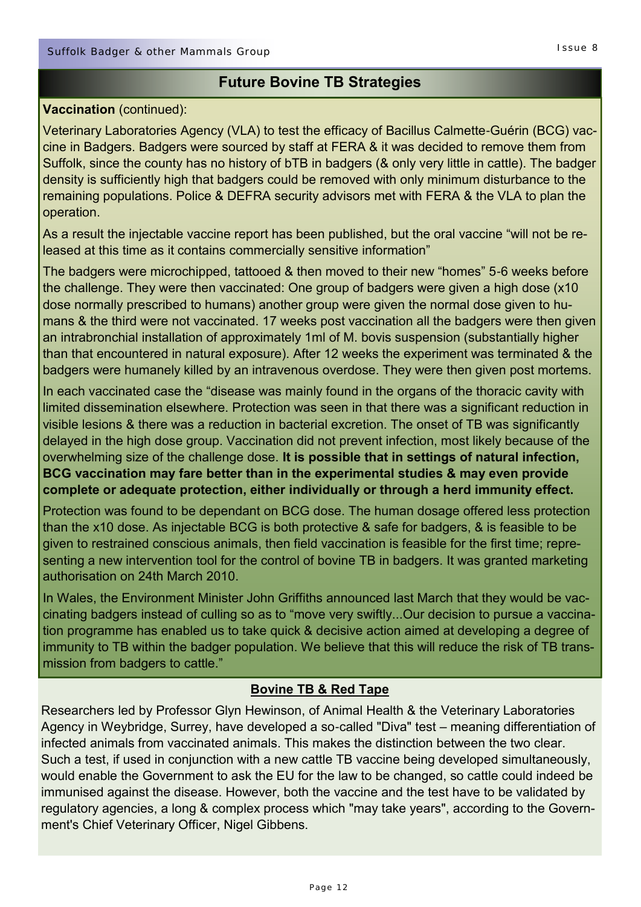## Future Bovine TB Strategies

**Vaccination** (continued):

Veterinary Laboratories Agency (VLA) to test the efficacy of Bacillus Calmette-Guérin (BCG) vaccine in Badgers. Badgers were sourced by staff at FERA & it was decided to remove them from Suffolk, since the county has no history of bTB in badgers (& only very little in cattle). The badger density is sufficiently high that badgers could be removed with only minimum disturbance to the remaining populations. Police & DEFRA security advisors met with FERA & the VLA to plan the operation.

As a result the injectable vaccine report has been published, but the oral vaccine "will not be released at this time as it contains commercially sensitive information"

The badgers were microchipped, tattooed & then moved to their new "homes" 5-6 weeks before the challenge. They were then vaccinated: One group of badgers were given a high dose (x10 dose normally prescribed to humans) another group were given the normal dose given to humans & the third were not vaccinated. 17 weeks post vaccination all the badgers were then given an intrabronchial installation of approximately 1ml of M. bovis suspension (substantially higher than that encountered in natural exposure). After 12 weeks the experiment was terminated & the badgers were humanely killed by an intravenous overdose. They were then given post mortems.

In each vaccinated case the "disease was mainly found in the organs of the thoracic cavity with limited dissemination elsewhere. Protection was seen in that there was a significant reduction in visible lesions & there was a reduction in bacterial excretion. The onset of TB was significantly delayed in the high dose group. Vaccination did not prevent infection, most likely because of the overwhelming size of the challenge dose. **It is possible that in settings of natural infection, BCG vaccination may fare better than in the experimental studies & may even provide complete or adequate protection, either individually or through a herd immunity effect.**

Protection was found to be dependant on BCG dose. The human dosage offered less protection than the x10 dose. As injectable BCG is both protective & safe for badgers, & is feasible to be given to restrained conscious animals, then field vaccination is feasible for the first time; representing a new intervention tool for the control of bovine TB in badgers. It was granted marketing authorisation on 24th March 2010.

In Wales, the Environment Minister John Griffiths announced last March that they would be vaccinating badgers instead of culling so as to "move very swiftly...Our decision to pursue a vaccination programme has enabled us to take quick & decisive action aimed at developing a degree of immunity to TB within the badger population. We believe that this will reduce the risk of TB transmission from badgers to cattle."

### Bovine TB & Red Tape

Researchers led by Professor Glyn Hewinson, of Animal Health & the Veterinary Laboratories Agency in Weybridge, Surrey, have developed a so-called "Diva" test – meaning differentiation of infected animals from vaccinated animals. This makes the distinction between the two clear. Such a test, if used in conjunction with a new cattle TB vaccine being developed simultaneously, would enable the Government to ask the EU for the law to be changed, so cattle could indeed be immunised against the disease. However, both the vaccine and the test have to be validated by regulatory agencies, a long & complex process which "may take years", according to the Government's Chief Veterinary Officer, Nigel Gibbens.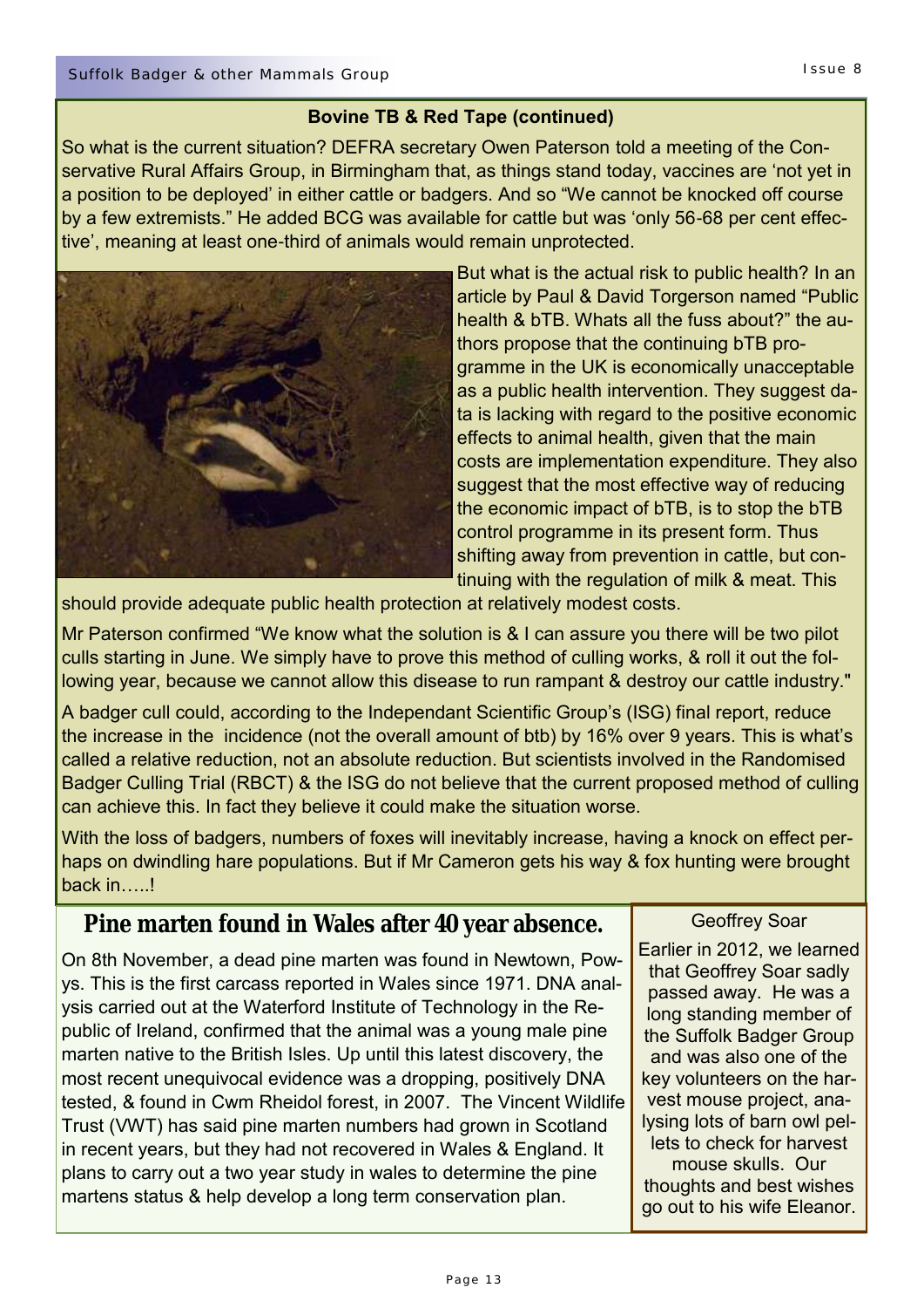### Bovine TB & Red Tape (continued)

So what is the current situation? DEFRA secretary Owen Paterson told a meeting of the Conservative Rural Affairs Group, in Birmingham that, as things stand today, vaccines are 'not yet in a position to be deployed' in either cattle or badgers. And so "We cannot be knocked off course by a few extremists." He added BCG was available for cattle but was 'only 56-68 per cent effective', meaning at least one-third of animals would remain unprotected.

But what is the actual risk to public health? In an article by Paul & David Torgerson named "Public health & bTB. Whats all the fuss about?" the authors propose that the continuing bTB programme in the UK is economically unacceptable as a public health intervention. They suggest data is lacking with regard to the positive economic effects to animal health, given that the main costs are implementation expenditure. They also suggest that the most effective way of reducing the economic impact of bTB, is to stop the bTB control programme in its present form. Thus shifting away from prevention in cattle, but continuing with the regulation of milk & meat. This should provide adequate public health protection at relatively modest costs.

Mr Paterson confirmed "We know what the solution is & I can assure you there will be two pilot culls starting in June. We simply have to prove this method of culling works, & roll it out the following year, because we cannot allow this disease to run rampant & destroy our cattle industry."

A badger cull could, according to the Independant Scientific Group's (ISG) final report, reduce the increase in the incidence (not the overall amount of btb) by 16% over 9 years. This is what's called a relative reduction, not an absolute reduction. But scientists involved in the Randomised Badger Culling Trial (RBCT) & the ISG do not believe that the current proposed method of culling can achieve this. In fact they believe it could make the situation worse.

With the loss of badgers, numbers of foxes will inevitably increase, having a knock on effect perhaps on dwindling hare populations. But if Mr Cameron gets his way & fox hunting were brought back in…..!

## Pine marten found in Wales after 40 year absence.

On 8th November, a dead pine marten was found in Newtown, Powys. This is the first carcass reported in Wales since 1971. DNA analysis carried out at the Waterford Institute of Technology in the Republic of Ireland, confirmed that the animal was a young male pine marten native to the British Isles. Up until this latest discovery, the most recent unequivocal evidence was a dropping, positively DNA tested, & found in Cwm Rheidol forest, in 2007. The Vincent Wildlife Trust (VWT) has said pine marten numbers had grown in Scotland in recent years, but they had not recovered in Wales & England. It plans to carry out a two year study in wales to determine the pine martens status & help develop a long term conservation plan.

### Geoffrey Soar

Earlier in 2012, we learned that Geoffrey Soar sadly passed away. He was a long standing member of the Suffolk Badger Group and was also one of the key volunteers on the harvest mouse project, analysing lots of barn owl pellets to check for harvest mouse skulls. Our thoughts and best wishes go out to his wife Eleanor.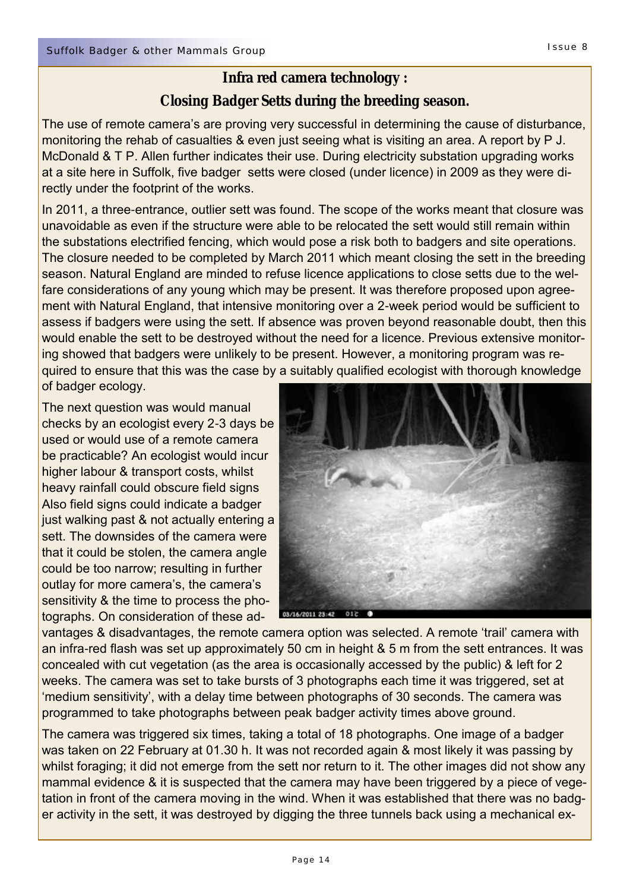## Infra red camera technology :

## Closing Badger Setts during the breeding season.

The use of remote camera's are proving very successful in determining the cause of disturbance, monitoring the rehab of casualties & even just seeing what is visiting an area. A report by P J. McDonald & T P. Allen further indicates their use. During electricity substation upgrading works at a site here in Suffolk, five badger setts were closed (under licence) in 2009 as they were directly under the footprint of the works.

In 2011, a three-entrance, outlier sett was found. The scope of the works meant that closure was unavoidable as even if the structure were able to be relocated the sett would still remain within the substations electrified fencing, which would pose a risk both to badgers and site operations. The closure needed to be completed by March 2011 which meant closing the sett in the breeding season. Natural England are minded to refuse licence applications to close setts due to the welfare considerations of any young which may be present. It was therefore proposed upon agreement with Natural England, that intensive monitoring over a 2-week period would be sufficient to assess if badgers were using the sett. If absence was proven beyond reasonable doubt, then this would enable the sett to be destroyed without the need for a licence. Previous extensive monitoring showed that badgers were unlikely to be present. However, a monitoring program was required to ensure that this was the case by a suitably qualified ecologist with thorough knowledge of badger ecology.

The next question was would manual checks by an ecologist every 2-3 days be used or would use of a remote camera be practicable? An ecologist would incur higher labour & transport costs, whilst heavy rainfall could obscure field signs Also field signs could indicate a badger just walking past & not actually entering a sett. The downsides of the camera were that it could be stolen, the camera angle could be too narrow; resulting in further outlay for more camera's, the camera's sensitivity & the time to process the photographs. On consideration of these advantages & disadvantages, the remote camera option was selected. A remote 'trail' camera with an infra-red flash was set up approximately 50 cm in height & 5 m from the sett entrances. It was concealed with cut vegetation (as the area is occasionally accessed by the public) & left for 2 weeks. The camera was set to take bursts of 3 photographs each time it was triggered, set at 'medium sensitivity', with a delay time between photographs of 30 seconds. The camera was programmed to take photographs between peak badger activity times above ground.

The camera was triggered six times, taking a total of 18 photographs. One image of a badger was taken on 22 February at 01.30 h. It was not recorded again & most likely it was passing by whilst foraging; it did not emerge from the sett nor return to it. The other images did not show any mammal evidence & it is suspected that the camera may have been triggered by a piece of vegetation in front of the camera moving in the wind. When it was established that there was no badger activity in the sett, it was destroyed by digging the three tunnels back using a mechanical ex-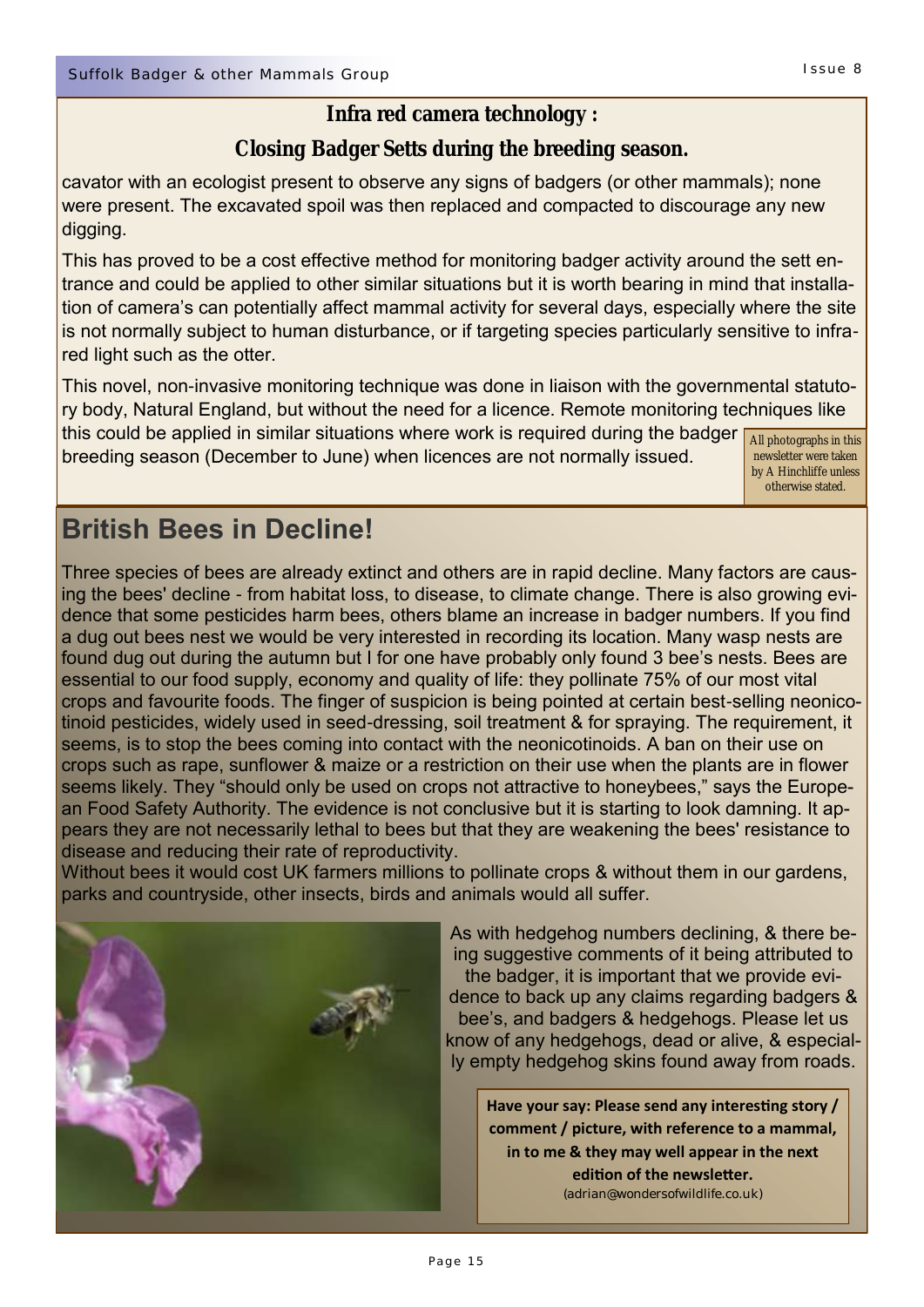## Infra red camera technology :

## Closing Badger Setts during the breeding season.

cavator with an ecologist present to observe any signs of badgers (or other mammals); none were present. The excavated spoil was then replaced and compacted to discourage any new digging.

This has proved to be a cost effective method for monitoring badger activity around the sett entrance and could be applied to other similar situations but it is worth bearing in mind that installation of camera's can potentially affect mammal activity for several days, especially where the site is not normally subject to human disturbance, or if targeting species particularly sensitive to infrared light such as the otter.

This novel, non-invasive monitoring technique was done in liaison with the governmental statutory body, Natural England, but without the need for a licence. Remote monitoring techniques like this could be applied in similar situations where work is required during the badger breeding season (December to June) when licences are not normally issued.

All photographs in this newsletter were taken by A Hinchliffe unless otherwise stated.

# British Bees in Decline!

Three species of bees are already extinct and others are in rapid decline. Many factors are causing the bees' decline - from habitat loss, to disease, to climate change. There is also growing evidence that some pesticides harm bees, others blame an increase in badger numbers. If you find a dug out bees nest we would be very interested in recording its location. Many wasp nests are found dug out during the autumn but I for one have probably only found 3 bee's nests. Bees are essential to our food supply, economy and quality of life: they pollinate 75% of our most vital crops and favourite foods. The finger of suspicion is being pointed at certain best-selling neonicotinoid pesticides, widely used in seed-dressing, soil treatment & for spraying. The requirement, it seems, is to stop the bees coming into contact with the neonicotinoids. A ban on their use on crops such as rape, sunflower & maize or a restriction on their use when the plants are in flower seems likely. They "should only be used on crops not attractive to honeybees," says the European Food Safety Authority. The evidence is not conclusive but it is starting to look damning. It appears they are not necessarily lethal to bees but that they are weakening the bees' resistance to disease and reducing their rate of reproductivity.
Without bees it would cost UK farmers millions to pollinate crops & without them in our gardens, parks and countryside, other insects, birds and animals would all suffer.

As with hedgehog numbers declining, & there being suggestive comments of it being attributed to the badger, it is important that we provide evidence to back up any claims regarding badgers & bee's, and badgers & hedgehogs. Please let us know of any hedgehogs, dead or alive, & especially empty hedgehog skins found away from roads.

**Have your say: Please send any interesting story / comment / picture, with reference to a mammal, in to me & they may well appear in the next edition of the newsletter.**
(adrian@wondersofwildlife.co.uk)